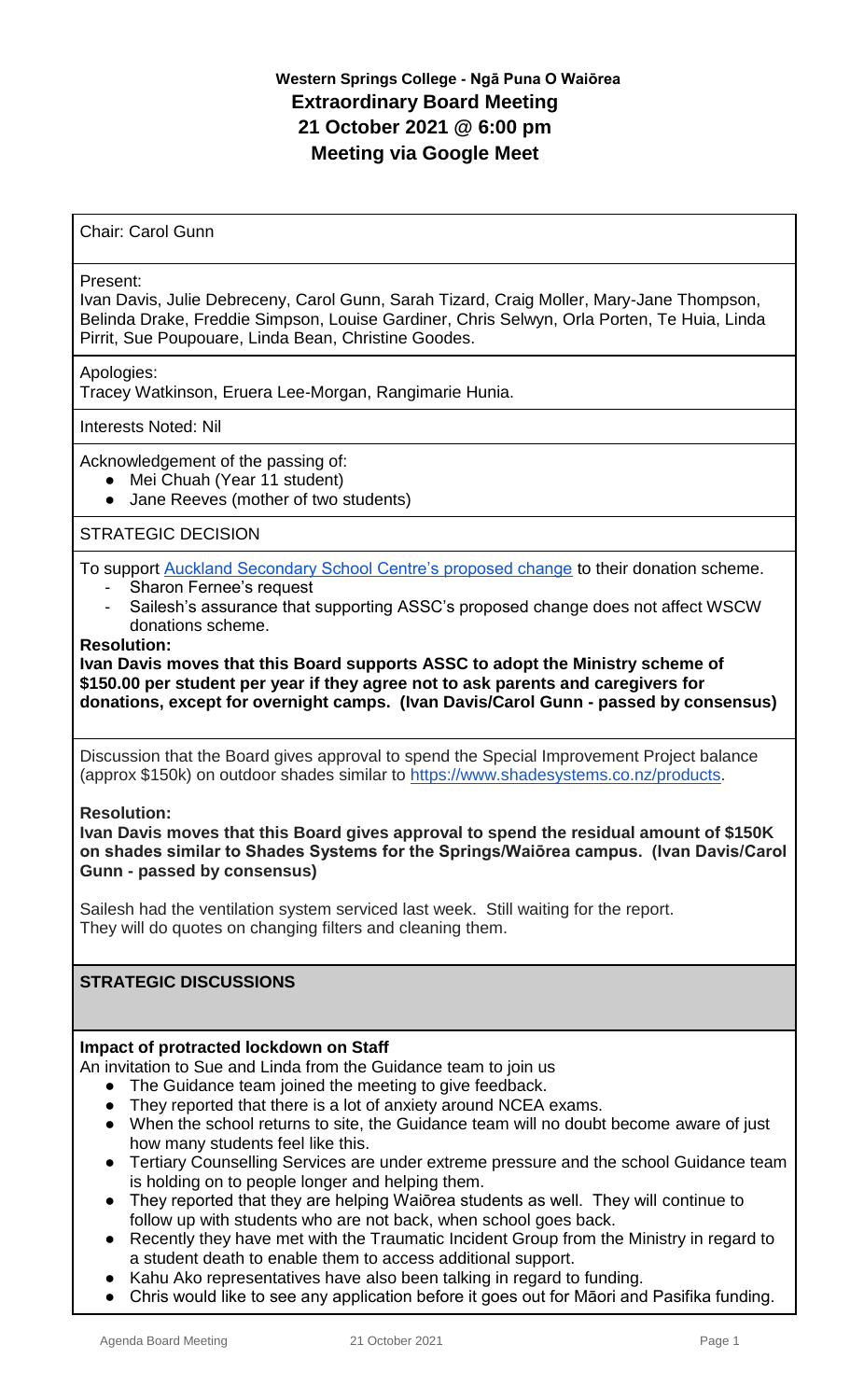# Western Springs College - Ngā Puna O Waiōrea
## Extraordinary Board Meeting
## 21 October 2021 @ 6:00 pm
## Meeting via Google Meet

Chair: Carol Gunn

Present:
Ivan Davis, Julie Debreceny, Carol Gunn, Sarah Tizard, Craig Moller, Mary-Jane Thompson, Belinda Drake, Freddie Simpson, Louise Gardiner, Chris Selwyn, Orla Porten, Te Huia, Linda Pirrit, Sue Poupouare, Linda Bean, Christine Goodes.

Apologies:
Tracey Watkinson, Eruera Lee-Morgan, Rangimarie Hunia.

Interests Noted: Nil

Acknowledgement of the passing of:

- Mei Chuah (Year 11 student)
- Jane Reeves (mother of two students)

STRATEGIC DECISION

To support Auckland Secondary School Centre's proposed change to their donation scheme.

- Sharon Fernee's request
- Sailesh's assurance that supporting ASSC's proposed change does not affect WSCW donations scheme.

**Resolution:**
**Ivan Davis moves that this Board supports ASSC to adopt the Ministry scheme of $150.00 per student per year if they agree not to ask parents and caregivers for donations, except for overnight camps. (Ivan Davis/Carol Gunn - passed by consensus)**

Discussion that the Board gives approval to spend the Special Improvement Project balance (approx $150k) on outdoor shades similar to https://www.shadesystems.co.nz/products.

**Resolution:**
**Ivan Davis moves that this Board gives approval to spend the residual amount of $150K on shades similar to Shades Systems for the Springs/Waiōrea campus. (Ivan Davis/Carol Gunn - passed by consensus)**

Sailesh had the ventilation system serviced last week. Still waiting for the report.
They will do quotes on changing filters and cleaning them.

## STRATEGIC DISCUSSIONS

**Impact of protracted lockdown on Staff**
An invitation to Sue and Linda from the Guidance team to join us

- The Guidance team joined the meeting to give feedback.
- They reported that there is a lot of anxiety around NCEA exams.
- When the school returns to site, the Guidance team will no doubt become aware of just how many students feel like this.
- Tertiary Counselling Services are under extreme pressure and the school Guidance team is holding on to people longer and helping them.
- They reported that they are helping Waiōrea students as well. They will continue to follow up with students who are not back, when school goes back.
- Recently they have met with the Traumatic Incident Group from the Ministry in regard to a student death to enable them to access additional support.
- Kahu Ako representatives have also been talking in regard to funding.
- Chris would like to see any application before it goes out for Māori and Pasifika funding.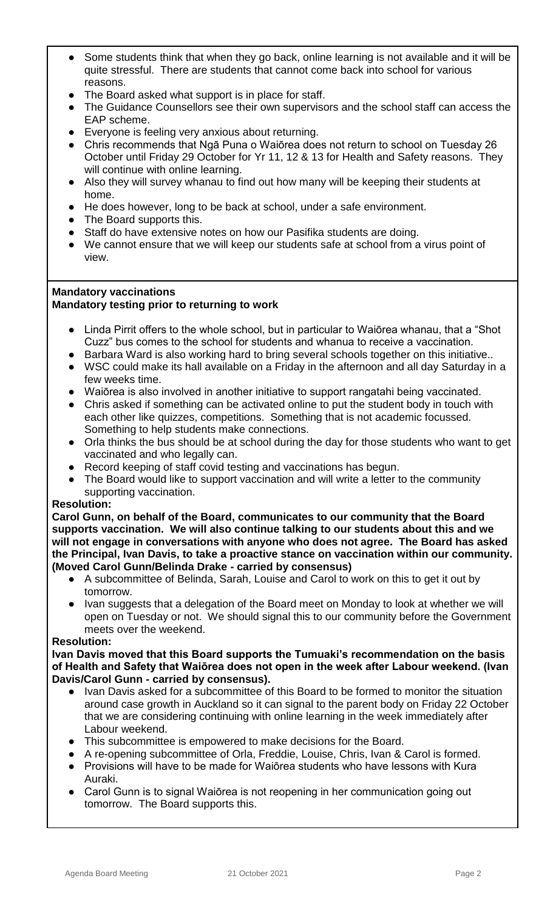- Some students think that when they go back, online learning is not available and it will be quite stressful. There are students that cannot come back into school for various reasons.
- The Board asked what support is in place for staff.
- The Guidance Counsellors see their own supervisors and the school staff can access the EAP scheme.
- Everyone is feeling very anxious about returning.
- Chris recommends that Ngā Puna o Waiōrea does not return to school on Tuesday 26 October until Friday 29 October for Yr 11, 12 & 13 for Health and Safety reasons. They will continue with online learning.
- Also they will survey whanau to find out how many will be keeping their students at home.
- He does however, long to be back at school, under a safe environment.
- The Board supports this.
- Staff do have extensive notes on how our Pasifika students are doing.
- We cannot ensure that we will keep our students safe at school from a virus point of view.

**Mandatory vaccinations**
**Mandatory testing prior to returning to work**

- Linda Pirrit offers to the whole school, but in particular to Waiōrea whanau, that a "Shot Cuzz" bus comes to the school for students and whanua to receive a vaccination.
- Barbara Ward is also working hard to bring several schools together on this initiative..
- WSC could make its hall available on a Friday in the afternoon and all day Saturday in a few weeks time.
- Waiōrea is also involved in another initiative to support rangatahi being vaccinated.
- Chris asked if something can be activated online to put the student body in touch with each other like quizzes, competitions. Something that is not academic focussed. Something to help students make connections.
- Orla thinks the bus should be at school during the day for those students who want to get vaccinated and who legally can.
- Record keeping of staff covid testing and vaccinations has begun.
- The Board would like to support vaccination and will write a letter to the community supporting vaccination.

**Resolution:**
**Carol Gunn, on behalf of the Board, communicates to our community that the Board supports vaccination. We will also continue talking to our students about this and we will not engage in conversations with anyone who does not agree. The Board has asked the Principal, Ivan Davis, to take a proactive stance on vaccination within our community. (Moved Carol Gunn/Belinda Drake - carried by consensus)**

- A subcommittee of Belinda, Sarah, Louise and Carol to work on this to get it out by tomorrow.
- Ivan suggests that a delegation of the Board meet on Monday to look at whether we will open on Tuesday or not. We should signal this to our community before the Government meets over the weekend.

**Resolution:**
**Ivan Davis moved that this Board supports the Tumuaki's recommendation on the basis of Health and Safety that Waiōrea does not open in the week after Labour weekend. (Ivan Davis/Carol Gunn - carried by consensus).**

- Ivan Davis asked for a subcommittee of this Board to be formed to monitor the situation around case growth in Auckland so it can signal to the parent body on Friday 22 October that we are considering continuing with online learning in the week immediately after Labour weekend.
- This subcommittee is empowered to make decisions for the Board.
- A re-opening subcommittee of Orla, Freddie, Louise, Chris, Ivan & Carol is formed.
- Provisions will have to be made for Waiōrea students who have lessons with Kura Auraki.
- Carol Gunn is to signal Waiōrea is not reopening in her communication going out tomorrow. The Board supports this.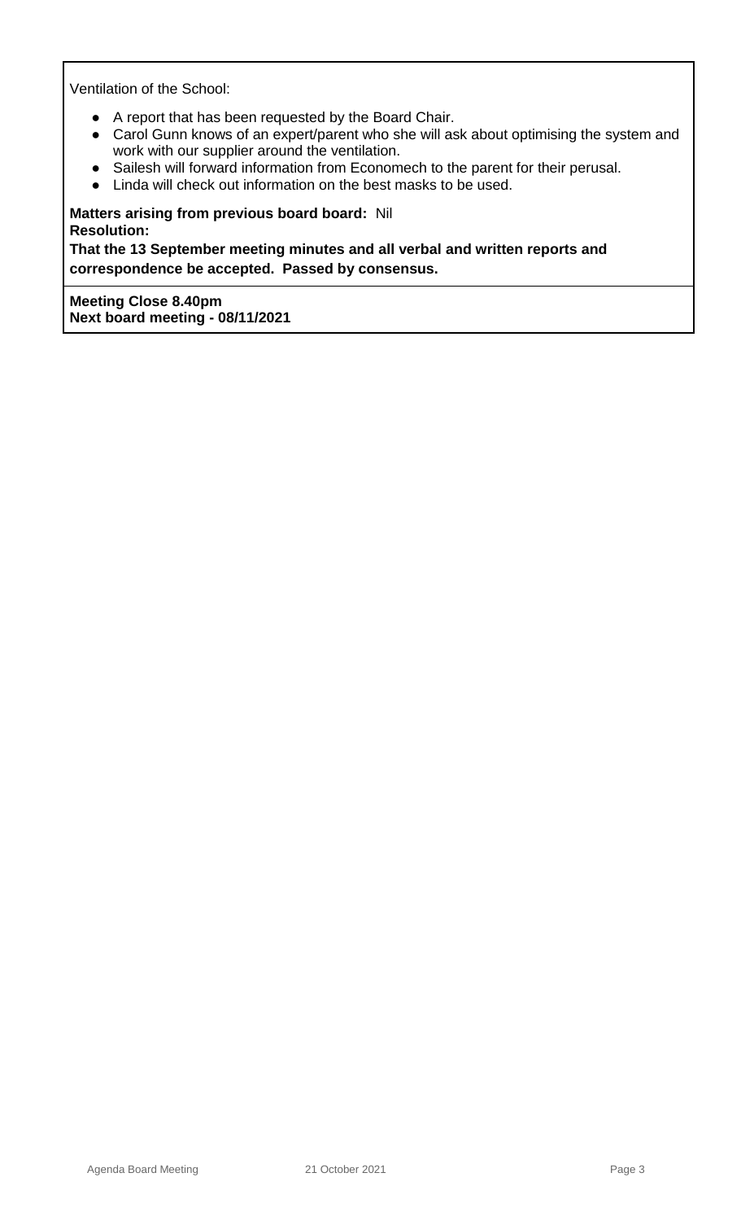Ventilation of the School:

- A report that has been requested by the Board Chair.
- Carol Gunn knows of an expert/parent who she will ask about optimising the system and work with our supplier around the ventilation.
- Sailesh will forward information from Economech to the parent for their perusal.
- Linda will check out information on the best masks to be used.

**Matters arising from previous board board:** Nil
**Resolution:**
**That the 13 September meeting minutes and all verbal and written reports and correspondence be accepted. Passed by consensus.**

**Meeting Close 8.40pm**
**Next board meeting - 08/11/2021**